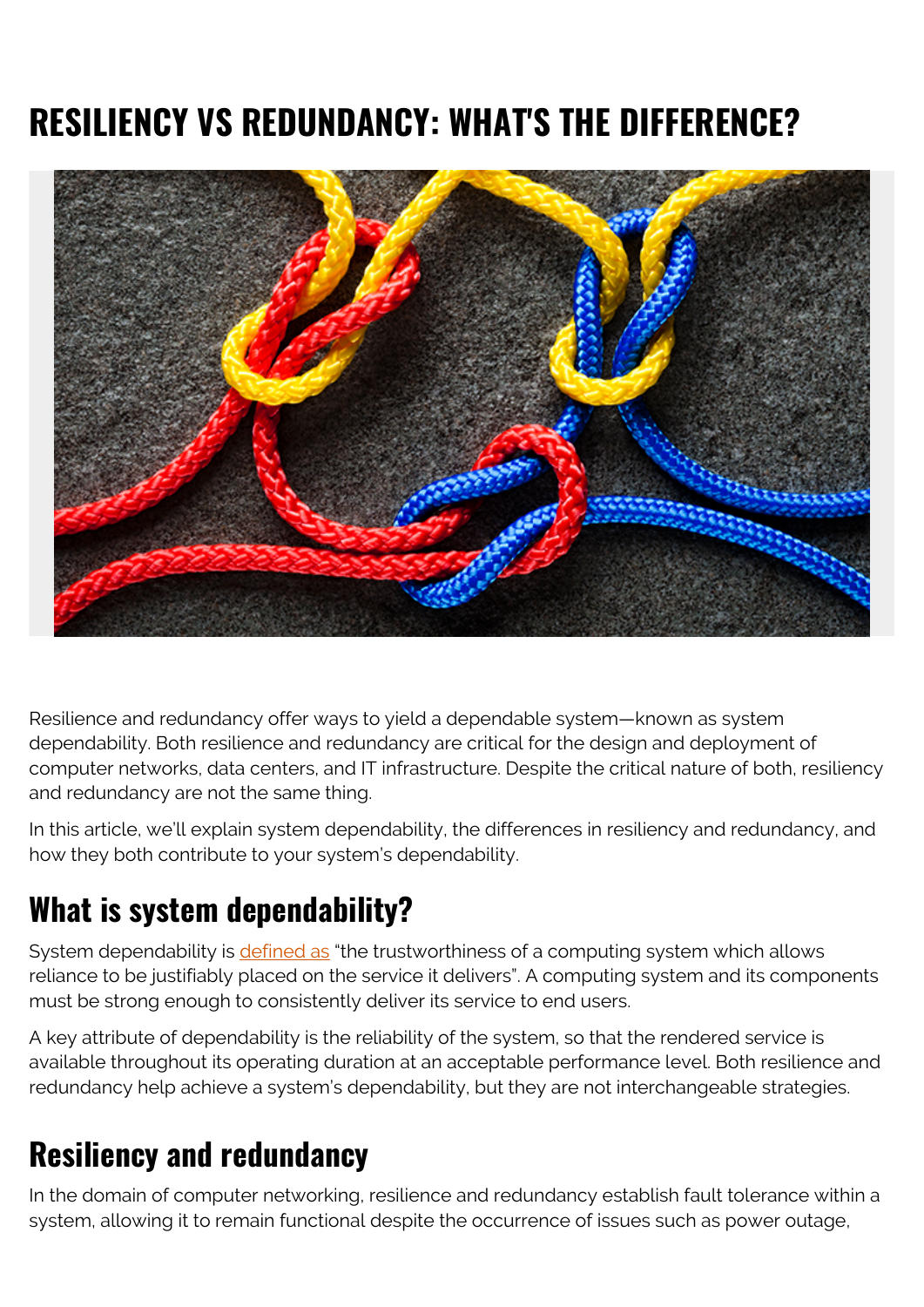# RESILIENCY VS REDUNDANCY: WHAT'S THE DIFFERENCE?

Resilience and redundancy offer ways to yield a dependable system—known as system dependability. Both resilience and redundancy are critical for the design and deployment of computer networks, data centers, and IT infrastructure. Despite the critical nature of both, resiliency and redundancy are not the same thing.

In this article, we'll explain system dependability, the differences in resiliency and redundancy, and how they both contribute to your system's dependability.

## What is system dependability?

System dependability is defined as "the trustworthiness of a computing system which allows reliance to be justifiably placed on the service it delivers". A computing system and its components must be strong enough to consistently deliver its service to end users.

A key attribute of dependability is the reliability of the system, so that the rendered service is available throughout its operating duration at an acceptable performance level. Both resilience and redundancy help achieve a system's dependability, but they are not interchangeable strategies.

## Resiliency and redundancy

In the domain of computer networking, resilience and redundancy establish fault tolerance within a system, allowing it to remain functional despite the occurrence of issues such as power outage,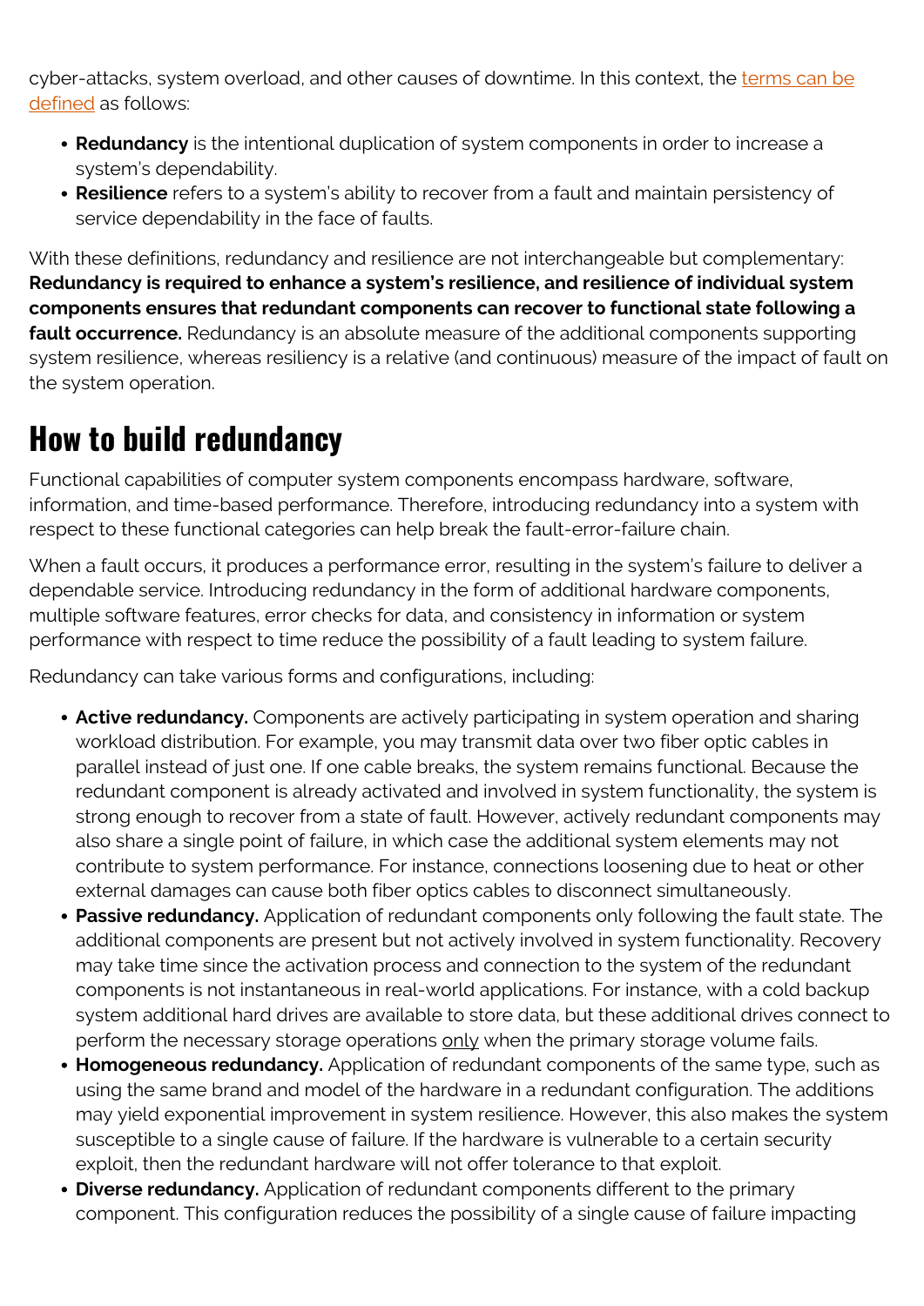cyber-attacks, system overload, and other causes of downtime. In this context, the terms can be defined as follows:

- **Redundancy** is the intentional duplication of system components in order to increase a system's dependability.
- **Resilience** refers to a system's ability to recover from a fault and maintain persistency of service dependability in the face of faults.

With these definitions, redundancy and resilience are not interchangeable but complementary: **Redundancy is required to enhance a system's resilience, and resilience of individual system components ensures that redundant components can recover to functional state following a fault occurrence.** Redundancy is an absolute measure of the additional components supporting system resilience, whereas resiliency is a relative (and continuous) measure of the impact of fault on the system operation.

## How to build redundancy

Functional capabilities of computer system components encompass hardware, software, information, and time-based performance. Therefore, introducing redundancy into a system with respect to these functional categories can help break the fault-error-failure chain.

When a fault occurs, it produces a performance error, resulting in the system's failure to deliver a dependable service. Introducing redundancy in the form of additional hardware components, multiple software features, error checks for data, and consistency in information or system performance with respect to time reduce the possibility of a fault leading to system failure.

Redundancy can take various forms and configurations, including:

- **Active redundancy.** Components are actively participating in system operation and sharing workload distribution. For example, you may transmit data over two fiber optic cables in parallel instead of just one. If one cable breaks, the system remains functional. Because the redundant component is already activated and involved in system functionality, the system is strong enough to recover from a state of fault. However, actively redundant components may also share a single point of failure, in which case the additional system elements may not contribute to system performance. For instance, connections loosening due to heat or other external damages can cause both fiber optics cables to disconnect simultaneously.
- **Passive redundancy.** Application of redundant components only following the fault state. The additional components are present but not actively involved in system functionality. Recovery may take time since the activation process and connection to the system of the redundant components is not instantaneous in real-world applications. For instance, with a cold backup system additional hard drives are available to store data, but these additional drives connect to perform the necessary storage operations only when the primary storage volume fails.
- **Homogeneous redundancy.** Application of redundant components of the same type, such as using the same brand and model of the hardware in a redundant configuration. The additions may yield exponential improvement in system resilience. However, this also makes the system susceptible to a single cause of failure. If the hardware is vulnerable to a certain security exploit, then the redundant hardware will not offer tolerance to that exploit.
- **Diverse redundancy.** Application of redundant components different to the primary component. This configuration reduces the possibility of a single cause of failure impacting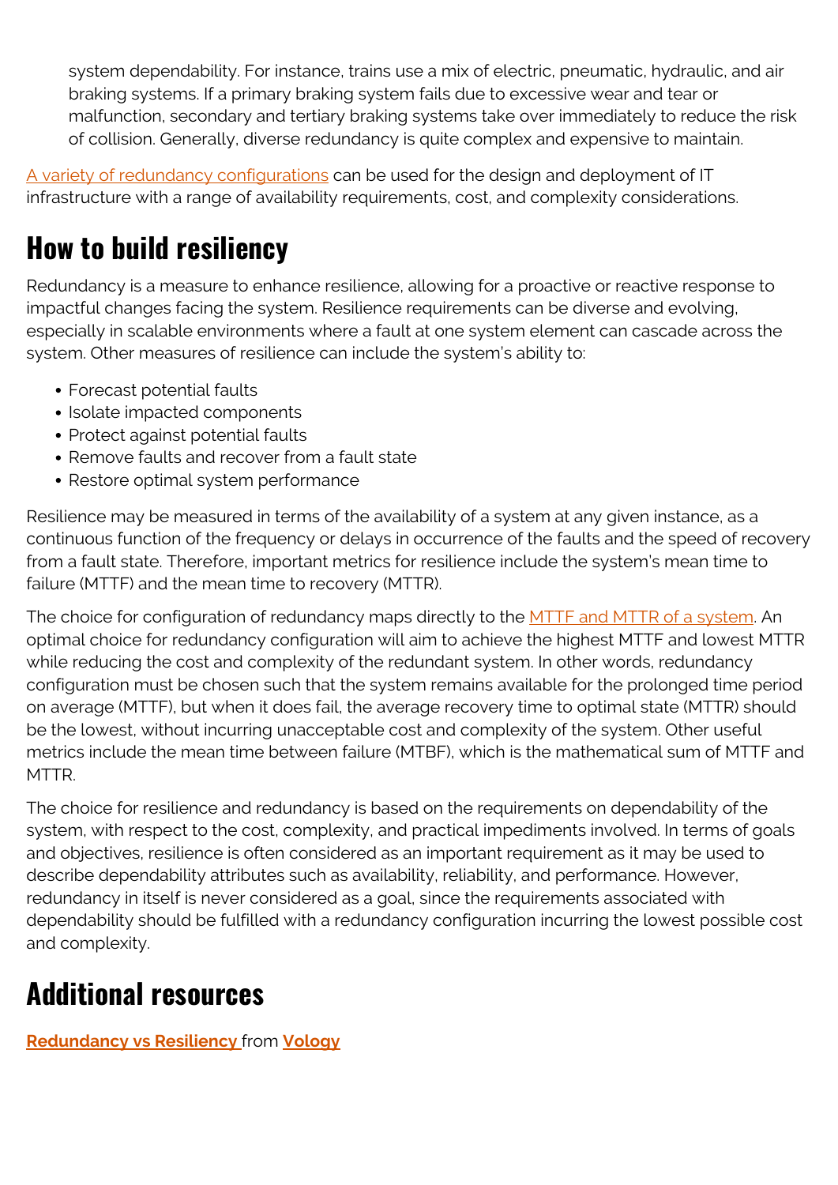system dependability. For instance, trains use a mix of electric, pneumatic, hydraulic, and air braking systems. If a primary braking system fails due to excessive wear and tear or malfunction, secondary and tertiary braking systems take over immediately to reduce the risk of collision. Generally, diverse redundancy is quite complex and expensive to maintain.

A variety of redundancy configurations can be used for the design and deployment of IT infrastructure with a range of availability requirements, cost, and complexity considerations.

## How to build resiliency

Redundancy is a measure to enhance resilience, allowing for a proactive or reactive response to impactful changes facing the system. Resilience requirements can be diverse and evolving, especially in scalable environments where a fault at one system element can cascade across the system. Other measures of resilience can include the system's ability to:

- Forecast potential faults
- Isolate impacted components
- Protect against potential faults
- Remove faults and recover from a fault state
- Restore optimal system performance

Resilience may be measured in terms of the availability of a system at any given instance, as a continuous function of the frequency or delays in occurrence of the faults and the speed of recovery from a fault state. Therefore, important metrics for resilience include the system's mean time to failure (MTTF) and the mean time to recovery (MTTR).

The choice for configuration of redundancy maps directly to the MTTF and MTTR of a system. An optimal choice for redundancy configuration will aim to achieve the highest MTTF and lowest MTTR while reducing the cost and complexity of the redundant system. In other words, redundancy configuration must be chosen such that the system remains available for the prolonged time period on average (MTTF), but when it does fail, the average recovery time to optimal state (MTTR) should be the lowest, without incurring unacceptable cost and complexity of the system. Other useful metrics include the mean time between failure (MTBF), which is the mathematical sum of MTTF and MTTR.

The choice for resilience and redundancy is based on the requirements on dependability of the system, with respect to the cost, complexity, and practical impediments involved. In terms of goals and objectives, resilience is often considered as an important requirement as it may be used to describe dependability attributes such as availability, reliability, and performance. However, redundancy in itself is never considered as a goal, since the requirements associated with dependability should be fulfilled with a redundancy configuration incurring the lowest possible cost and complexity.

## Additional resources

**Redundancy vs Resiliency** from **Vology**